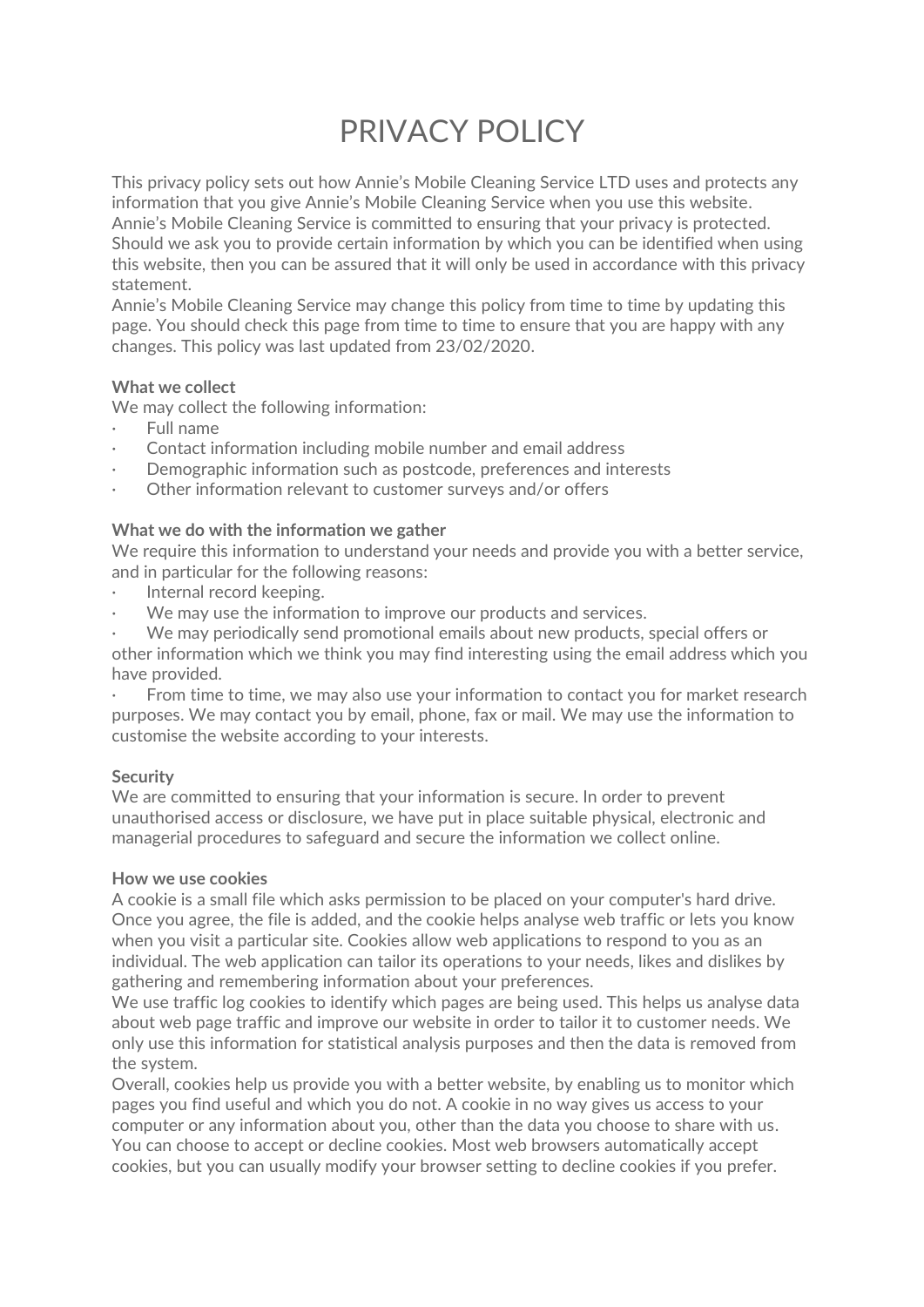# PRIVACY POLICY

This privacy policy sets out how Annie's Mobile Cleaning Service LTD uses and protects any information that you give Annie's Mobile Cleaning Service when you use this website.
Annie's Mobile Cleaning Service is committed to ensuring that your privacy is protected. Should we ask you to provide certain information by which you can be identified when using this website, then you can be assured that it will only be used in accordance with this privacy statement.
Annie's Mobile Cleaning Service may change this policy from time to time by updating this page. You should check this page from time to time to ensure that you are happy with any changes. This policy was last updated from 23/02/2020.

**What we collect**
We may collect the following information:

- Full name
- Contact information including mobile number and email address
- Demographic information such as postcode, preferences and interests
- Other information relevant to customer surveys and/or offers

**What we do with the information we gather**
We require this information to understand your needs and provide you with a better service, and in particular for the following reasons:

- Internal record keeping.
- We may use the information to improve our products and services.
- We may periodically send promotional emails about new products, special offers or other information which we think you may find interesting using the email address which you have provided.
- From time to time, we may also use your information to contact you for market research purposes. We may contact you by email, phone, fax or mail. We may use the information to customise the website according to your interests.

**Security**
We are committed to ensuring that your information is secure. In order to prevent unauthorised access or disclosure, we have put in place suitable physical, electronic and managerial procedures to safeguard and secure the information we collect online.

**How we use cookies**
A cookie is a small file which asks permission to be placed on your computer's hard drive. Once you agree, the file is added, and the cookie helps analyse web traffic or lets you know when you visit a particular site. Cookies allow web applications to respond to you as an individual. The web application can tailor its operations to your needs, likes and dislikes by gathering and remembering information about your preferences.
We use traffic log cookies to identify which pages are being used. This helps us analyse data about web page traffic and improve our website in order to tailor it to customer needs. We only use this information for statistical analysis purposes and then the data is removed from the system.
Overall, cookies help us provide you with a better website, by enabling us to monitor which pages you find useful and which you do not. A cookie in no way gives us access to your computer or any information about you, other than the data you choose to share with us.
You can choose to accept or decline cookies. Most web browsers automatically accept cookies, but you can usually modify your browser setting to decline cookies if you prefer.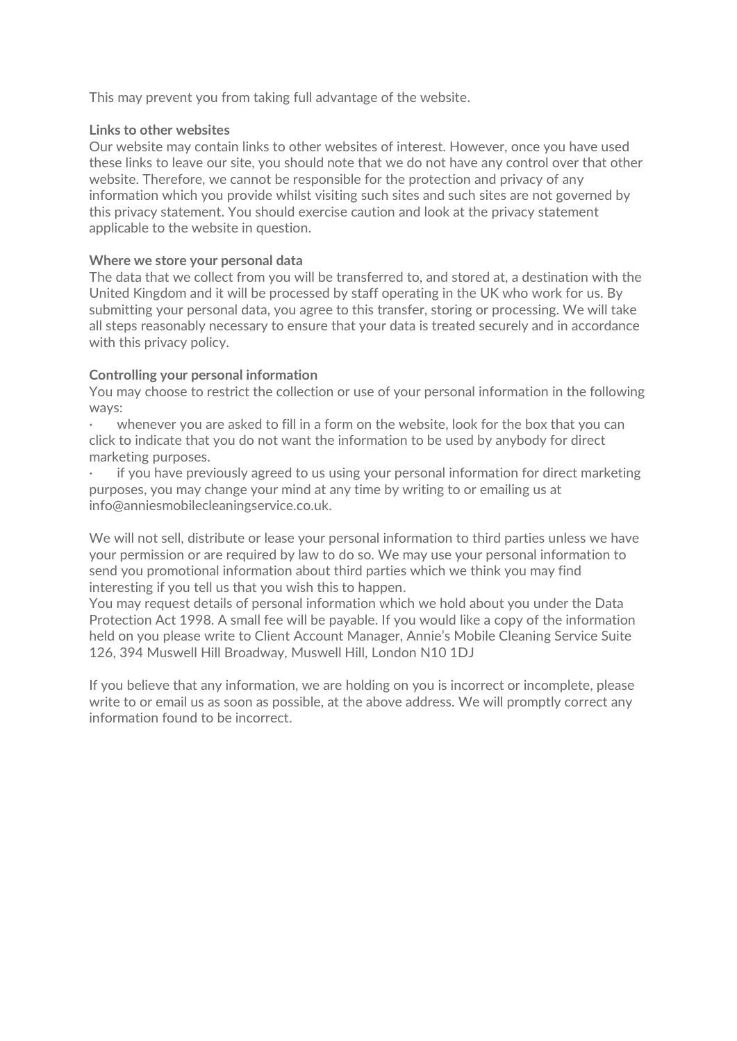This may prevent you from taking full advantage of the website.

**Links to other websites**
Our website may contain links to other websites of interest. However, once you have used these links to leave our site, you should note that we do not have any control over that other website. Therefore, we cannot be responsible for the protection and privacy of any information which you provide whilst visiting such sites and such sites are not governed by this privacy statement. You should exercise caution and look at the privacy statement applicable to the website in question.

**Where we store your personal data**
The data that we collect from you will be transferred to, and stored at, a destination with the United Kingdom and it will be processed by staff operating in the UK who work for us. By submitting your personal data, you agree to this transfer, storing or processing. We will take all steps reasonably necessary to ensure that your data is treated securely and in accordance with this privacy policy.

**Controlling your personal information**
You may choose to restrict the collection or use of your personal information in the following ways:

- whenever you are asked to fill in a form on the website, look for the box that you can click to indicate that you do not want the information to be used by anybody for direct marketing purposes.
- if you have previously agreed to us using your personal information for direct marketing purposes, you may change your mind at any time by writing to or emailing us at info@anniesmobilecleaningservice.co.uk.

We will not sell, distribute or lease your personal information to third parties unless we have your permission or are required by law to do so. We may use your personal information to send you promotional information about third parties which we think you may find interesting if you tell us that you wish this to happen.
You may request details of personal information which we hold about you under the Data Protection Act 1998. A small fee will be payable. If you would like a copy of the information held on you please write to Client Account Manager, Annie's Mobile Cleaning Service Suite 126, 394 Muswell Hill Broadway, Muswell Hill, London N10 1DJ

If you believe that any information, we are holding on you is incorrect or incomplete, please write to or email us as soon as possible, at the above address. We will promptly correct any information found to be incorrect.